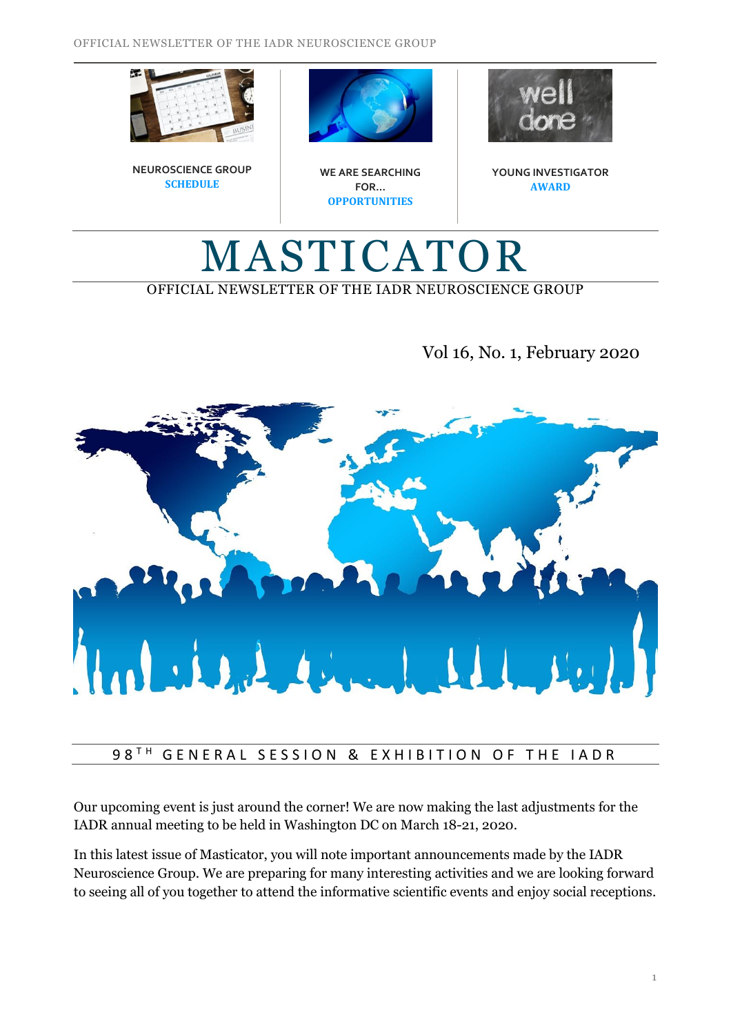NEUROSCIENCE GROUP **SCHEDULE**

WE ARE SEARCHING FOR... **OPPORTUNITIES**

YOUNG INVESTIGATOR **AWARD**

# MASTICATOR

OFFICIAL NEWSLETTER OF THE IADR NEUROSCIENCE GROUP

Vol 16, No. 1, February 2020

## 98TH GENERAL SESSION & EXHIBITION OF THE IADR

Our upcoming event is just around the corner! We are now making the last adjustments for the IADR annual meeting to be held in Washington DC on March 18-21, 2020.

In this latest issue of Masticator, you will note important announcements made by the IADR Neuroscience Group. We are preparing for many interesting activities and we are looking forward to seeing all of you together to attend the informative scientific events and enjoy social receptions.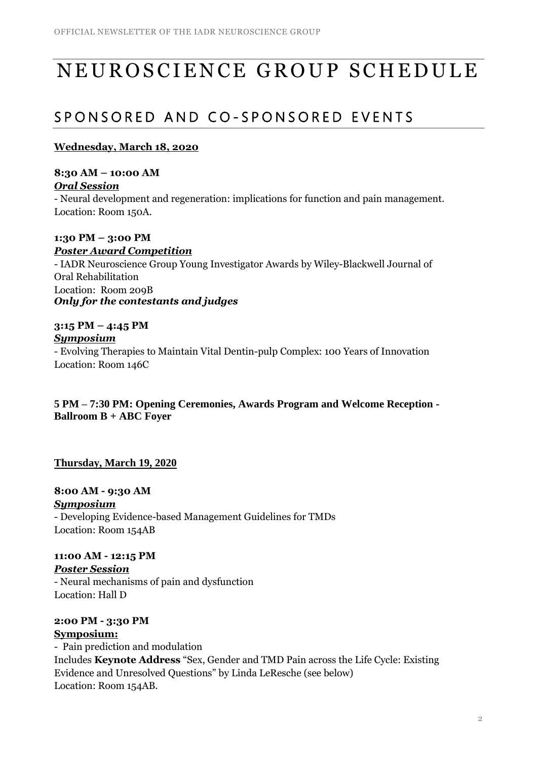# NEUROSCIENCE GROUP SCHEDULE

## SPONSORED AND CO-SPONSORED EVENTS

**Wednesday, March 18, 2020**

**8:30 AM – 10:00 AM**
***Oral Session***
- Neural development and regeneration: implications for function and pain management.
Location: Room 150A.

**1:30 PM – 3:00 PM**
***Poster Award Competition***
- IADR Neuroscience Group Young Investigator Awards by Wiley-Blackwell Journal of Oral Rehabilitation
Location: Room 209B
***Only for the contestants and judges***

**3:15 PM – 4:45 PM**
***Symposium***
- Evolving Therapies to Maintain Vital Dentin-pulp Complex: 100 Years of Innovation
Location: Room 146C

**5 PM – 7:30 PM: Opening Ceremonies, Awards Program and Welcome Reception - Ballroom B + ABC Foyer**

**Thursday, March 19, 2020**

**8:00 AM - 9:30 AM**
***Symposium***
- Developing Evidence-based Management Guidelines for TMDs
Location: Room 154AB

**11:00 AM - 12:15 PM**
***Poster Session***
- Neural mechanisms of pain and dysfunction
Location: Hall D

**2:00 PM - 3:30 PM**
**Symposium:**
- Pain prediction and modulation
Includes **Keynote Address** "Sex, Gender and TMD Pain across the Life Cycle: Existing Evidence and Unresolved Questions" by Linda LeResche (see below)
Location: Room 154AB.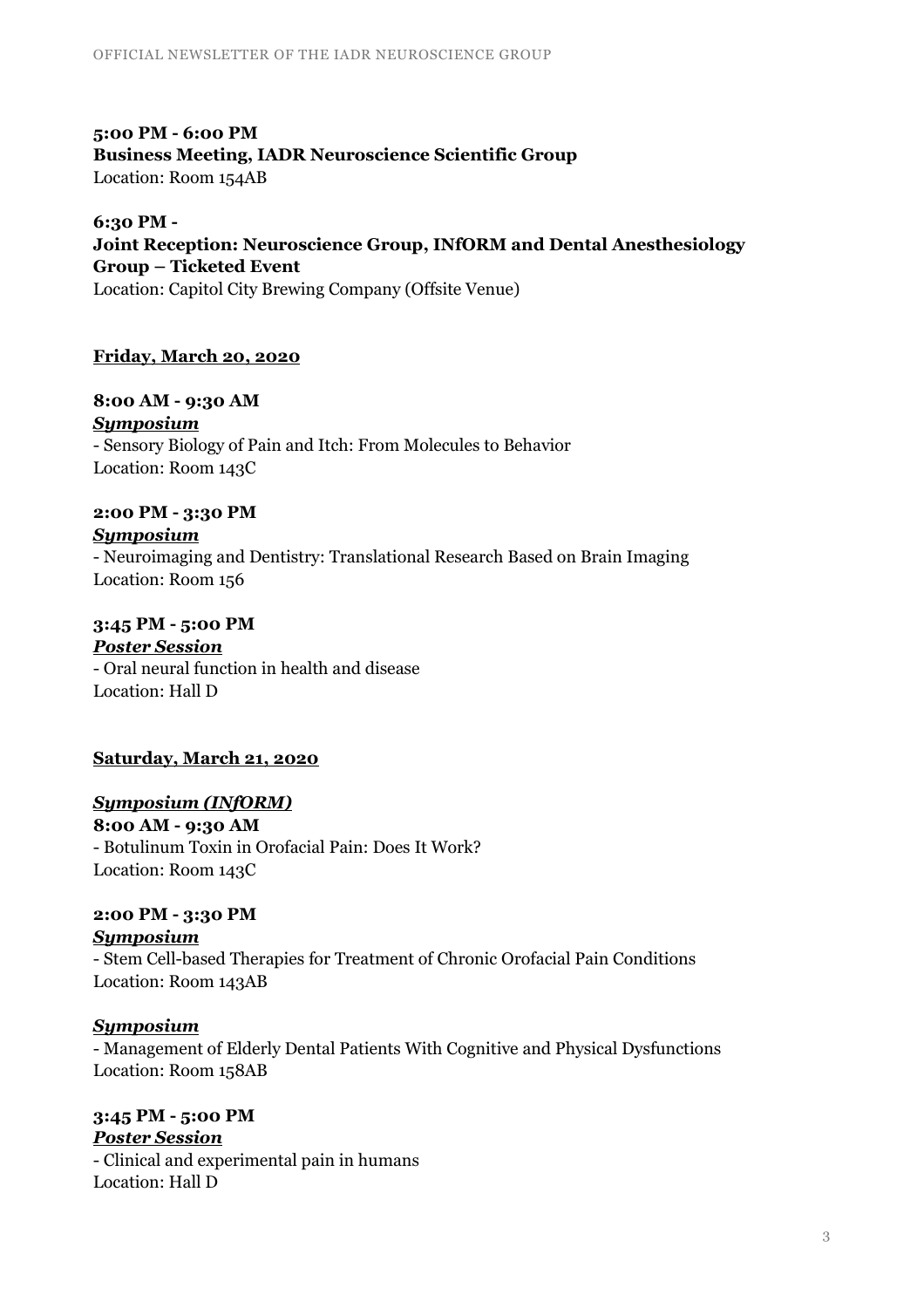**5:00 PM - 6:00 PM**
**Business Meeting, IADR Neuroscience Scientific Group**
Location: Room 154AB

**6:30 PM -**
**Joint Reception: Neuroscience Group, INfORM and Dental Anesthesiology Group – Ticketed Event**
Location: Capitol City Brewing Company (Offsite Venue)

**Friday, March 20, 2020**

**8:00 AM - 9:30 AM**
***Symposium***
- Sensory Biology of Pain and Itch: From Molecules to Behavior
Location: Room 143C

**2:00 PM - 3:30 PM**
***Symposium***
- Neuroimaging and Dentistry: Translational Research Based on Brain Imaging
Location: Room 156

**3:45 PM - 5:00 PM**
***Poster Session***
- Oral neural function in health and disease
Location: Hall D

**Saturday, March 21, 2020**

***Symposium (INfORM)***
**8:00 AM - 9:30 AM**
- Botulinum Toxin in Orofacial Pain: Does It Work?
Location: Room 143C

**2:00 PM - 3:30 PM**
***Symposium***
- Stem Cell-based Therapies for Treatment of Chronic Orofacial Pain Conditions
Location: Room 143AB

***Symposium***
- Management of Elderly Dental Patients With Cognitive and Physical Dysfunctions
Location: Room 158AB

**3:45 PM - 5:00 PM**
***Poster Session***
- Clinical and experimental pain in humans
Location: Hall D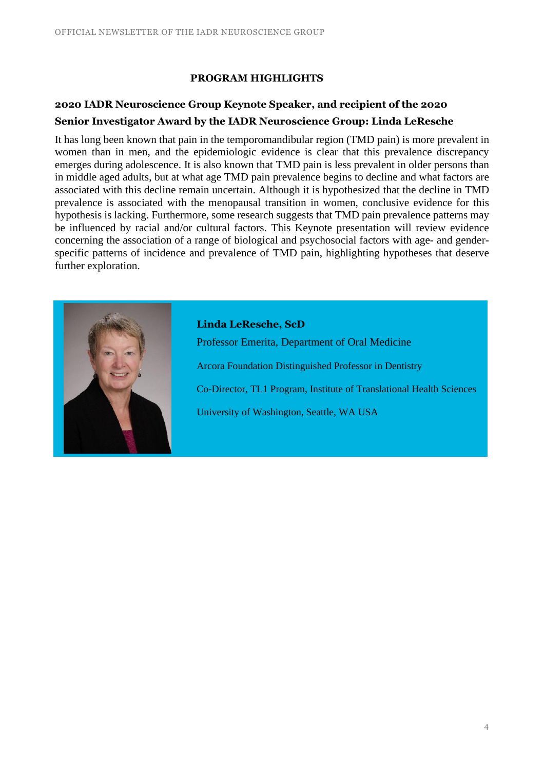## PROGRAM HIGHLIGHTS

### 2020 IADR Neuroscience Group Keynote Speaker, and recipient of the 2020 Senior Investigator Award by the IADR Neuroscience Group: Linda LeResche

It has long been known that pain in the temporomandibular region (TMD pain) is more prevalent in women than in men, and the epidemiologic evidence is clear that this prevalence discrepancy emerges during adolescence. It is also known that TMD pain is less prevalent in older persons than in middle aged adults, but at what age TMD pain prevalence begins to decline and what factors are associated with this decline remain uncertain. Although it is hypothesized that the decline in TMD prevalence is associated with the menopausal transition in women, conclusive evidence for this hypothesis is lacking. Furthermore, some research suggests that TMD pain prevalence patterns may be influenced by racial and/or cultural factors. This Keynote presentation will review evidence concerning the association of a range of biological and psychosocial factors with age- and gender-specific patterns of incidence and prevalence of TMD pain, highlighting hypotheses that deserve further exploration.

**Linda LeResche, ScD**

Professor Emerita, Department of Oral Medicine

Arcora Foundation Distinguished Professor in Dentistry

Co-Director, TL1 Program, Institute of Translational Health Sciences

University of Washington, Seattle, WA USA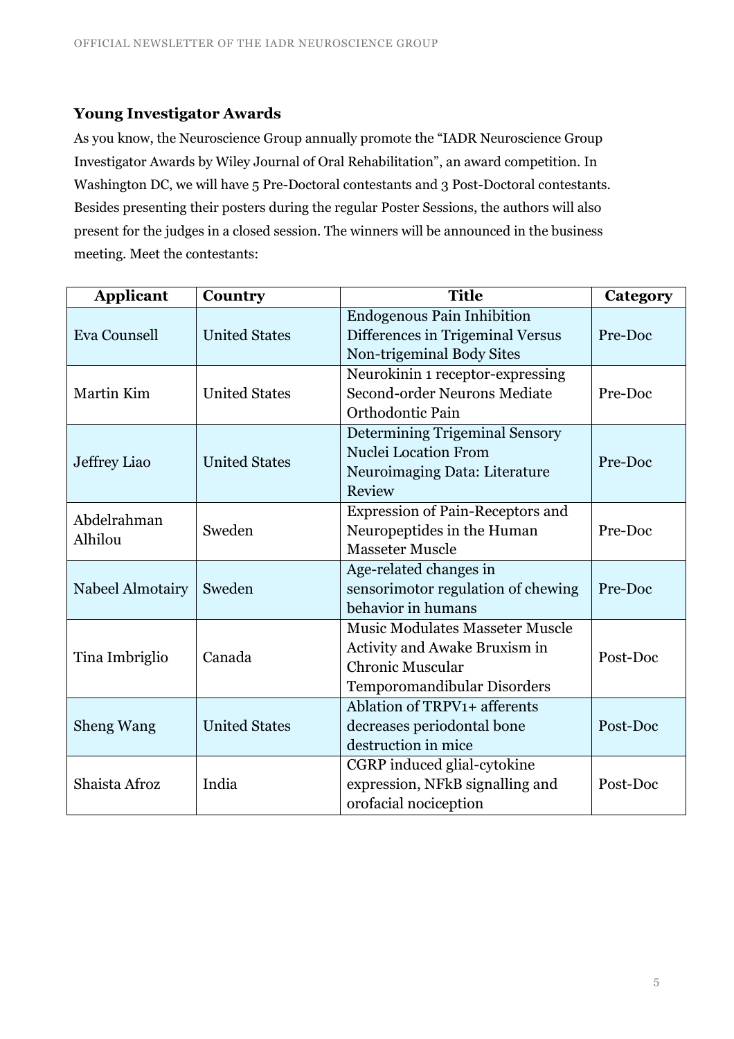### Young Investigator Awards

As you know, the Neuroscience Group annually promote the "IADR Neuroscience Group Investigator Awards by Wiley Journal of Oral Rehabilitation", an award competition. In Washington DC, we will have 5 Pre-Doctoral contestants and 3 Post-Doctoral contestants. Besides presenting their posters during the regular Poster Sessions, the authors will also present for the judges in a closed session. The winners will be announced in the business meeting. Meet the contestants:

| Applicant | Country | Title | Category |
|---|---|---|---|
| Eva Counsell | United States | Endogenous Pain Inhibition Differences in Trigeminal Versus Non-trigeminal Body Sites | Pre-Doc |
| Martin Kim | United States | Neurokinin 1 receptor-expressing Second-order Neurons Mediate Orthodontic Pain | Pre-Doc |
| Jeffrey Liao | United States | Determining Trigeminal Sensory Nuclei Location From Neuroimaging Data: Literature Review | Pre-Doc |
| Abdelrahman Alhilou | Sweden | Expression of Pain-Receptors and Neuropeptides in the Human Masseter Muscle | Pre-Doc |
| Nabeel Almotairy | Sweden | Age-related changes in sensorimotor regulation of chewing behavior in humans | Pre-Doc |
| Tina Imbriglio | Canada | Music Modulates Masseter Muscle Activity and Awake Bruxism in Chronic Muscular Temporomandibular Disorders | Post-Doc |
| Sheng Wang | United States | Ablation of TRPV1+ afferents decreases periodontal bone destruction in mice | Post-Doc |
| Shaista Afroz | India | CGRP induced glial-cytokine expression, NFkB signalling and orofacial nociception | Post-Doc |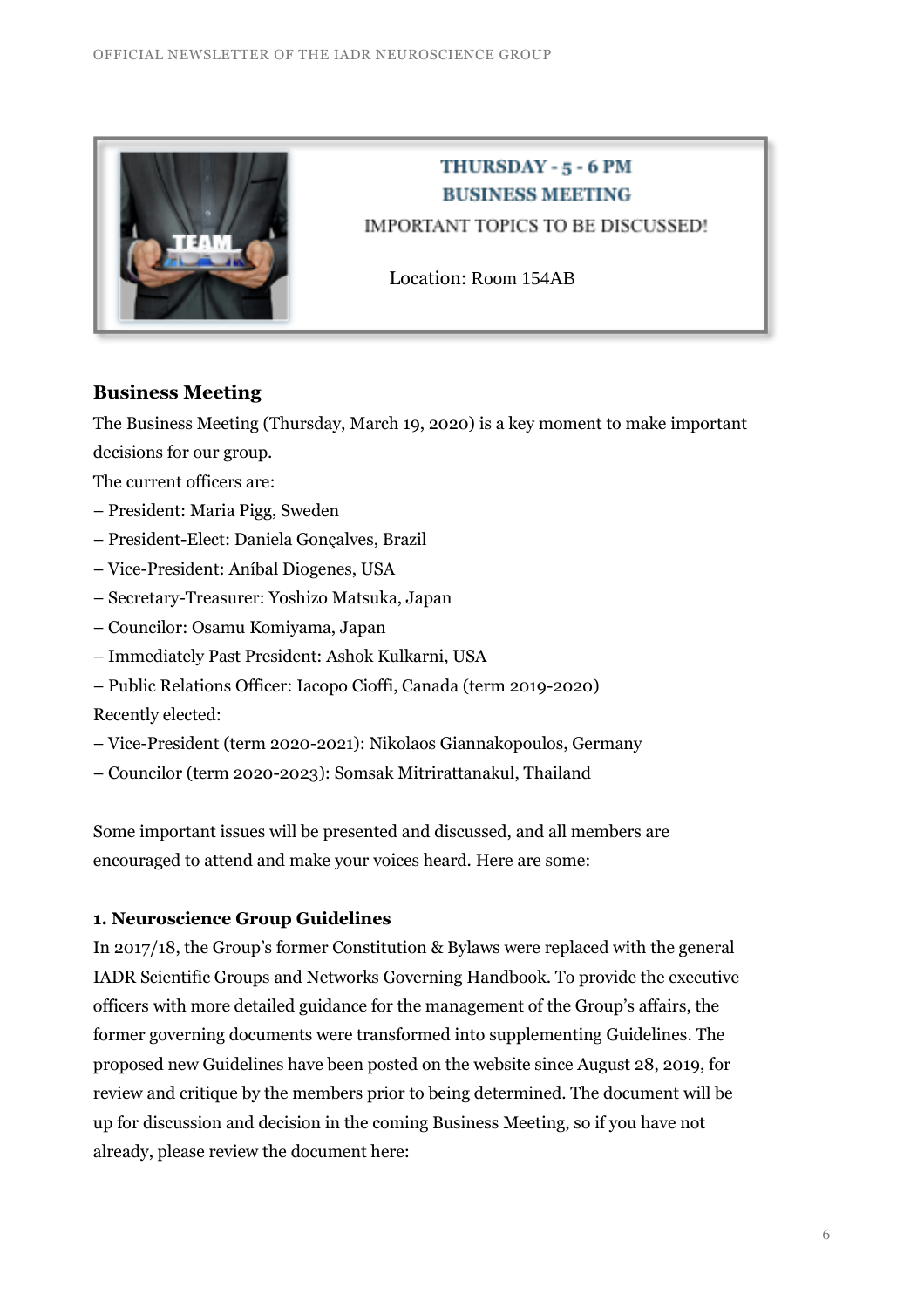THURSDAY - 5 - 6 PM
BUSINESS MEETING
IMPORTANT TOPICS TO BE DISCUSSED!

Location: Room 154AB

## Business Meeting

The Business Meeting (Thursday, March 19, 2020) is a key moment to make important decisions for our group.

The current officers are:

– President: Maria Pigg, Sweden
– President-Elect: Daniela Gonçalves, Brazil
– Vice-President: Aníbal Diogenes, USA
– Secretary-Treasurer: Yoshizo Matsuka, Japan
– Councilor: Osamu Komiyama, Japan
– Immediately Past President: Ashok Kulkarni, USA
– Public Relations Officer: Iacopo Cioffi, Canada (term 2019-2020)

Recently elected:

– Vice-President (term 2020-2021): Nikolaos Giannakopoulos, Germany
– Councilor (term 2020-2023): Somsak Mitrirattanakul, Thailand

Some important issues will be presented and discussed, and all members are encouraged to attend and make your voices heard. Here are some:

### 1. Neuroscience Group Guidelines

In 2017/18, the Group's former Constitution & Bylaws were replaced with the general IADR Scientific Groups and Networks Governing Handbook. To provide the executive officers with more detailed guidance for the management of the Group's affairs, the former governing documents were transformed into supplementing Guidelines. The proposed new Guidelines have been posted on the website since August 28, 2019, for review and critique by the members prior to being determined. The document will be up for discussion and decision in the coming Business Meeting, so if you have not already, please review the document here: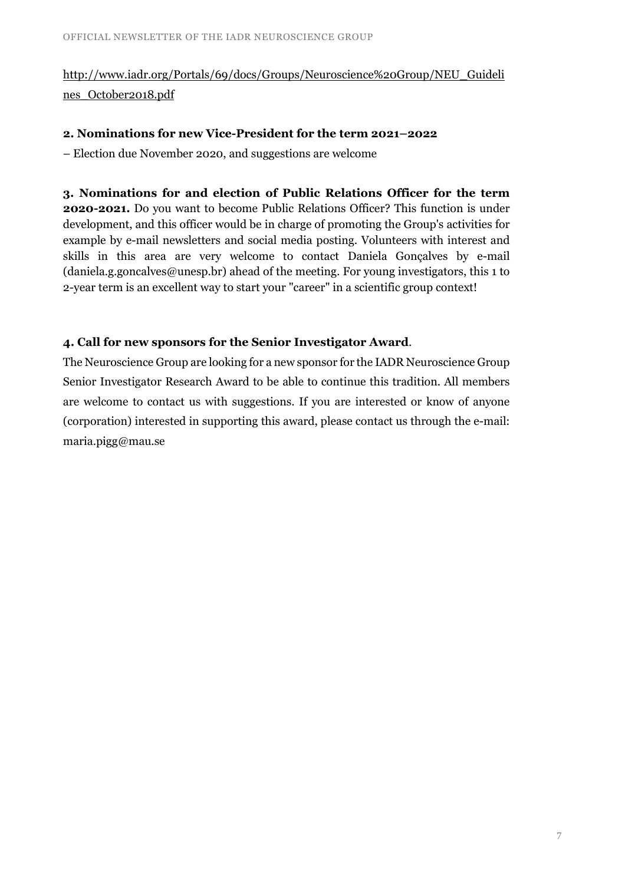http://www.iadr.org/Portals/69/docs/Groups/Neuroscience%20Group/NEU_Guidelines_October2018.pdf

**2. Nominations for new Vice-President for the term 2021–2022**

– Election due November 2020, and suggestions are welcome

**3. Nominations for and election of Public Relations Officer for the term 2020-2021.** Do you want to become Public Relations Officer? This function is under development, and this officer would be in charge of promoting the Group's activities for example by e-mail newsletters and social media posting. Volunteers with interest and skills in this area are very welcome to contact Daniela Gonçalves by e-mail (daniela.g.goncalves@unesp.br) ahead of the meeting. For young investigators, this 1 to 2-year term is an excellent way to start your "career" in a scientific group context!

**4. Call for new sponsors for the Senior Investigator Award**.

The Neuroscience Group are looking for a new sponsor for the IADR Neuroscience Group Senior Investigator Research Award to be able to continue this tradition. All members are welcome to contact us with suggestions. If you are interested or know of anyone (corporation) interested in supporting this award, please contact us through the e-mail: maria.pigg@mau.se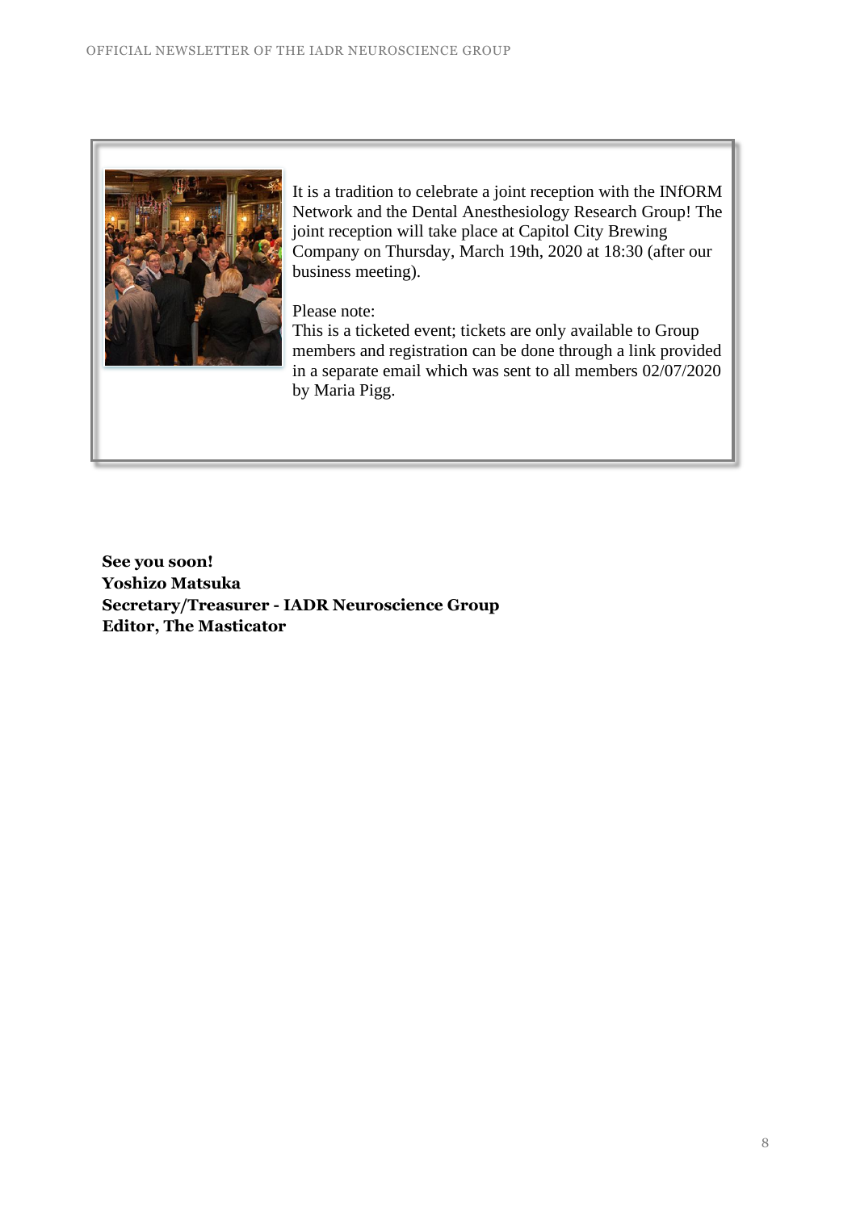It is a tradition to celebrate a joint reception with the INfORM Network and the Dental Anesthesiology Research Group! The joint reception will take place at Capitol City Brewing Company on Thursday, March 19th, 2020 at 18:30 (after our business meeting).

Please note:
This is a ticketed event; tickets are only available to Group members and registration can be done through a link provided in a separate email which was sent to all members 02/07/2020 by Maria Pigg.

**See you soon!**
**Yoshizo Matsuka**
**Secretary/Treasurer - IADR Neuroscience Group**
**Editor, The Masticator**